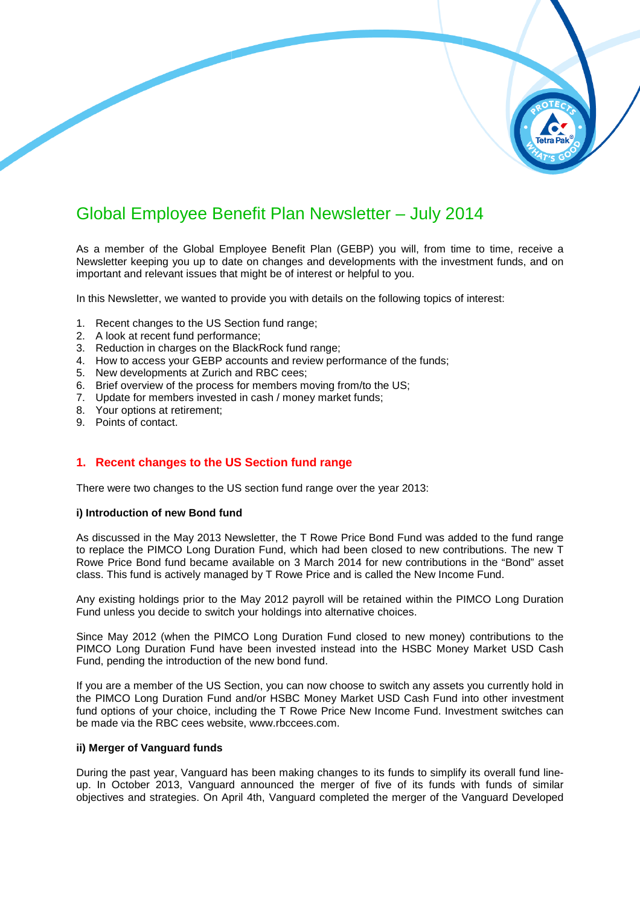# Global Employee Benefit Plan Newsletter – July 2014

As a member of the Global Employee Benefit Plan (GEBP) you will, from time to time, receive a Newsletter keeping you up to date on changes and developments with the investment funds, and on important and relevant issues that might be of interest or helpful to you.

In this Newsletter, we wanted to provide you with details on the following topics of interest:

1. Recent changes to the US Section fund range;
2. A look at recent fund performance;
3. Reduction in charges on the BlackRock fund range;
4. How to access your GEBP accounts and review performance of the funds;
5. New developments at Zurich and RBC cees;
6. Brief overview of the process for members moving from/to the US;
7. Update for members invested in cash / money market funds;
8. Your options at retirement;
9. Points of contact.

## 1. Recent changes to the US Section fund range

There were two changes to the US section fund range over the year 2013:

**i) Introduction of new Bond fund**

As discussed in the May 2013 Newsletter, the T Rowe Price Bond Fund was added to the fund range to replace the PIMCO Long Duration Fund, which had been closed to new contributions. The new T Rowe Price Bond fund became available on 3 March 2014 for new contributions in the "Bond" asset class. This fund is actively managed by T Rowe Price and is called the New Income Fund.

Any existing holdings prior to the May 2012 payroll will be retained within the PIMCO Long Duration Fund unless you decide to switch your holdings into alternative choices.

Since May 2012 (when the PIMCO Long Duration Fund closed to new money) contributions to the PIMCO Long Duration Fund have been invested instead into the HSBC Money Market USD Cash Fund, pending the introduction of the new bond fund.

If you are a member of the US Section, you can now choose to switch any assets you currently hold in the PIMCO Long Duration Fund and/or HSBC Money Market USD Cash Fund into other investment fund options of your choice, including the T Rowe Price New Income Fund. Investment switches can be made via the RBC cees website, www.rbccees.com.

**ii) Merger of Vanguard funds**

During the past year, Vanguard has been making changes to its funds to simplify its overall fund line-up. In October 2013, Vanguard announced the merger of five of its funds with funds of similar objectives and strategies. On April 4th, Vanguard completed the merger of the Vanguard Developed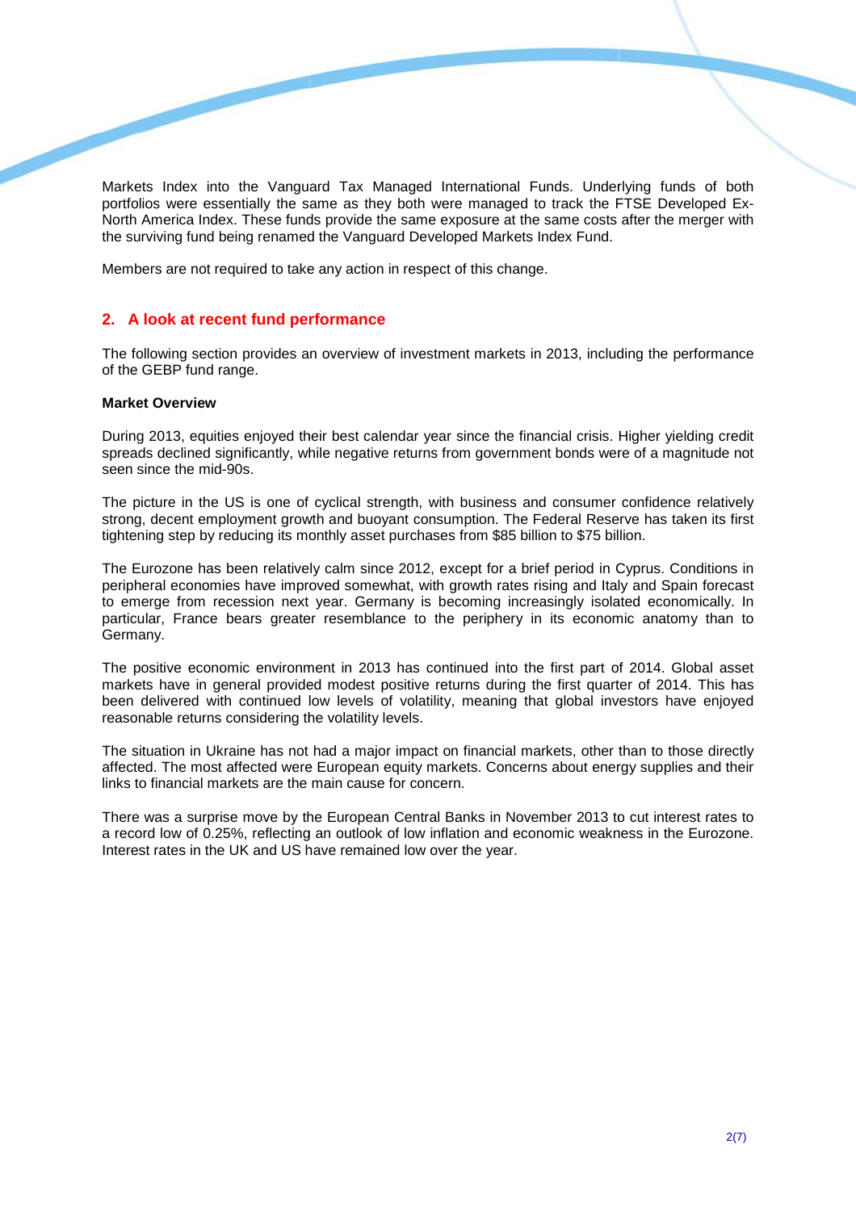Markets Index into the Vanguard Tax Managed International Funds. Underlying funds of both portfolios were essentially the same as they both were managed to track the FTSE Developed Ex-North America Index. These funds provide the same exposure at the same costs after the merger with the surviving fund being renamed the Vanguard Developed Markets Index Fund.

Members are not required to take any action in respect of this change.

## 2. A look at recent fund performance

The following section provides an overview of investment markets in 2013, including the performance of the GEBP fund range.

**Market Overview**

During 2013, equities enjoyed their best calendar year since the financial crisis. Higher yielding credit spreads declined significantly, while negative returns from government bonds were of a magnitude not seen since the mid-90s.

The picture in the US is one of cyclical strength, with business and consumer confidence relatively strong, decent employment growth and buoyant consumption. The Federal Reserve has taken its first tightening step by reducing its monthly asset purchases from $85 billion to $75 billion.

The Eurozone has been relatively calm since 2012, except for a brief period in Cyprus. Conditions in peripheral economies have improved somewhat, with growth rates rising and Italy and Spain forecast to emerge from recession next year. Germany is becoming increasingly isolated economically. In particular, France bears greater resemblance to the periphery in its economic anatomy than to Germany.

The positive economic environment in 2013 has continued into the first part of 2014. Global asset markets have in general provided modest positive returns during the first quarter of 2014. This has been delivered with continued low levels of volatility, meaning that global investors have enjoyed reasonable returns considering the volatility levels.

The situation in Ukraine has not had a major impact on financial markets, other than to those directly affected. The most affected were European equity markets. Concerns about energy supplies and their links to financial markets are the main cause for concern.

There was a surprise move by the European Central Banks in November 2013 to cut interest rates to a record low of 0.25%, reflecting an outlook of low inflation and economic weakness in the Eurozone. Interest rates in the UK and US have remained low over the year.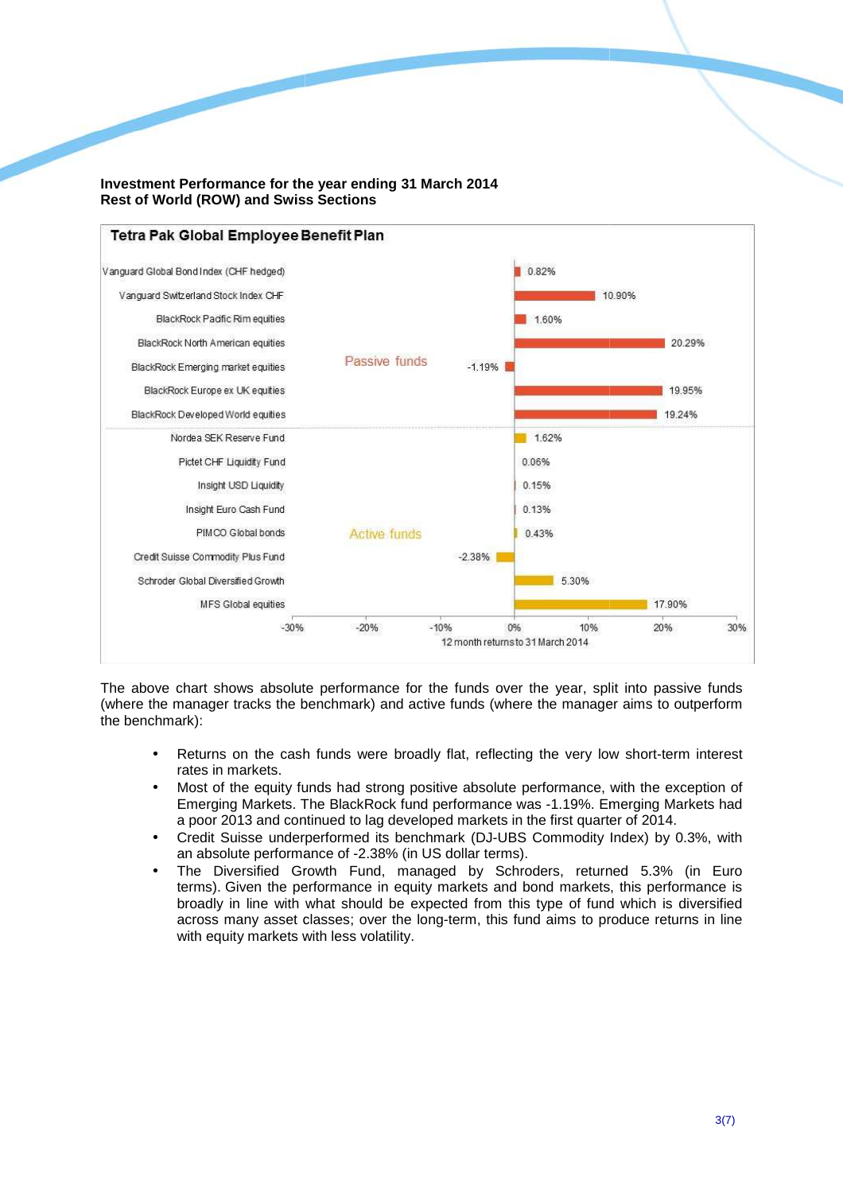**Investment Performance for the year ending 31 March 2014**
**Rest of World (ROW) and Swiss Sections**

**Tetra Pak Global Employee Benefit Plan**

| Fund | Type | 12 month returns to 31 March 2014 |
|---|---|---|
| Vanguard Global Bond Index (CHF hedged) | Passive funds | 0.82% |
| Vanguard Switzerland Stock Index CHF | Passive funds | 10.90% |
| BlackRock Pacific Rim equities | Passive funds | 1.60% |
| BlackRock North American equities | Passive funds | 20.29% |
| BlackRock Emerging market equities | Passive funds | -1.19% |
| BlackRock Europe ex UK equities | Passive funds | 19.95% |
| BlackRock Developed World equities | Passive funds | 19.24% |
| Nordea SEK Reserve Fund | Active funds | 1.62% |
| Pictet CHF Liquidity Fund | Active funds | 0.06% |
| Insight USD Liquidity | Active funds | 0.15% |
| Insight Euro Cash Fund | Active funds | 0.13% |
| PIMCO Global bonds | Active funds | 0.43% |
| Credit Suisse Commodity Plus Fund | Active funds | -2.38% |
| Schroder Global Diversified Growth | Active funds | 5.30% |
| MFS Global equities | Active funds | 17.90% |

The above chart shows absolute performance for the funds over the year, split into passive funds (where the manager tracks the benchmark) and active funds (where the manager aims to outperform the benchmark):

- Returns on the cash funds were broadly flat, reflecting the very low short-term interest rates in markets.
- Most of the equity funds had strong positive absolute performance, with the exception of Emerging Markets. The BlackRock fund performance was -1.19%. Emerging Markets had a poor 2013 and continued to lag developed markets in the first quarter of 2014.
- Credit Suisse underperformed its benchmark (DJ-UBS Commodity Index) by 0.3%, with an absolute performance of -2.38% (in US dollar terms).
- The Diversified Growth Fund, managed by Schroders, returned 5.3% (in Euro terms). Given the performance in equity markets and bond markets, this performance is broadly in line with what should be expected from this type of fund which is diversified across many asset classes; over the long-term, this fund aims to produce returns in line with equity markets with less volatility.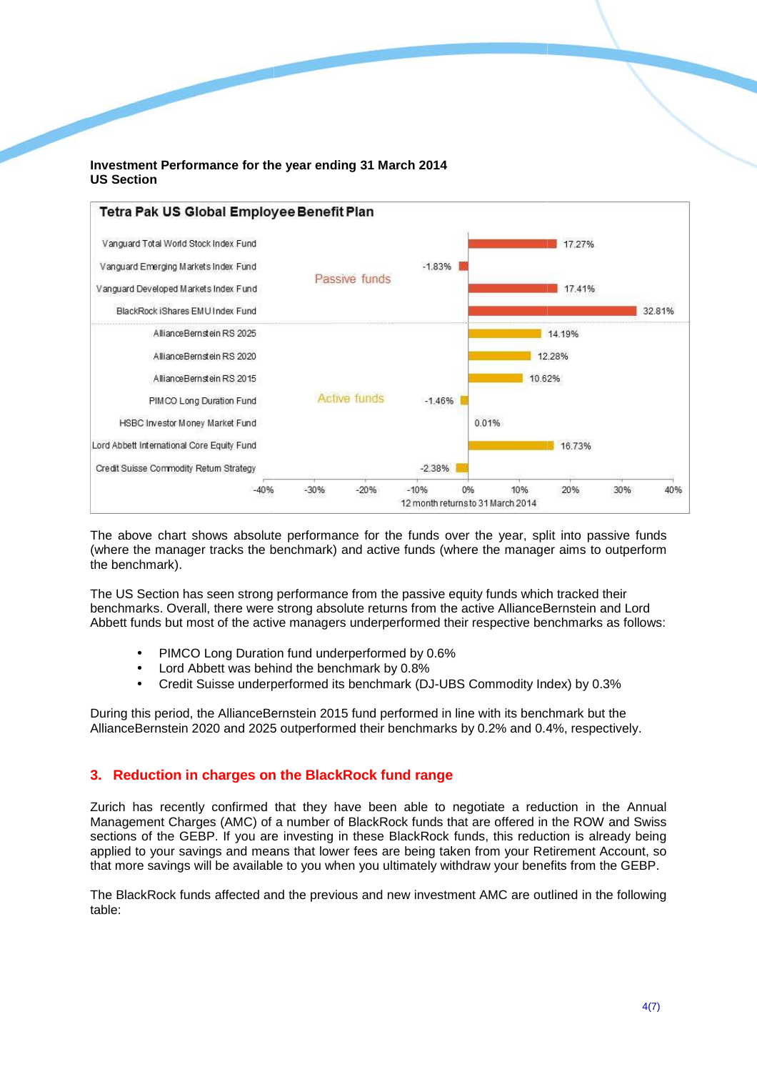**Investment Performance for the year ending 31 March 2014**
**US Section**

**Tetra Pak US Global Employee Benefit Plan**

| Fund | Type | 12 month returns to 31 March 2014 |
|---|---|---|
| Vanguard Total World Stock Index Fund | Passive funds | 17.27% |
| Vanguard Emerging Markets Index Fund | Passive funds | -1.83% |
| Vanguard Developed Markets Index Fund | Passive funds | 17.41% |
| BlackRock iShares EMU Index Fund | Passive funds | 32.81% |
| AllianceBernstein RS 2025 | Active funds | 14.19% |
| AllianceBernstein RS 2020 | Active funds | 12.28% |
| AllianceBernstein RS 2015 | Active funds | 10.62% |
| PIMCO Long Duration Fund | Active funds | -1.46% |
| HSBC Investor Money Market Fund | Active funds | 0.01% |
| Lord Abbett International Core Equity Fund | Active funds | 16.73% |
| Credit Suisse Commodity Return Strategy | Active funds | -2.38% |

The above chart shows absolute performance for the funds over the year, split into passive funds (where the manager tracks the benchmark) and active funds (where the manager aims to outperform the benchmark).

The US Section has seen strong performance from the passive equity funds which tracked their benchmarks. Overall, there were strong absolute returns from the active AllianceBernstein and Lord Abbett funds but most of the active managers underperformed their respective benchmarks as follows:

- PIMCO Long Duration fund underperformed by 0.6%
- Lord Abbett was behind the benchmark by 0.8%
- Credit Suisse underperformed its benchmark (DJ-UBS Commodity Index) by 0.3%

During this period, the AllianceBernstein 2015 fund performed in line with its benchmark but the AllianceBernstein 2020 and 2025 outperformed their benchmarks by 0.2% and 0.4%, respectively.

## 3. Reduction in charges on the BlackRock fund range

Zurich has recently confirmed that they have been able to negotiate a reduction in the Annual Management Charges (AMC) of a number of BlackRock funds that are offered in the ROW and Swiss sections of the GEBP. If you are investing in these BlackRock funds, this reduction is already being applied to your savings and means that lower fees are being taken from your Retirement Account, so that more savings will be available to you when you ultimately withdraw your benefits from the GEBP.

The BlackRock funds affected and the previous and new investment AMC are outlined in the following table: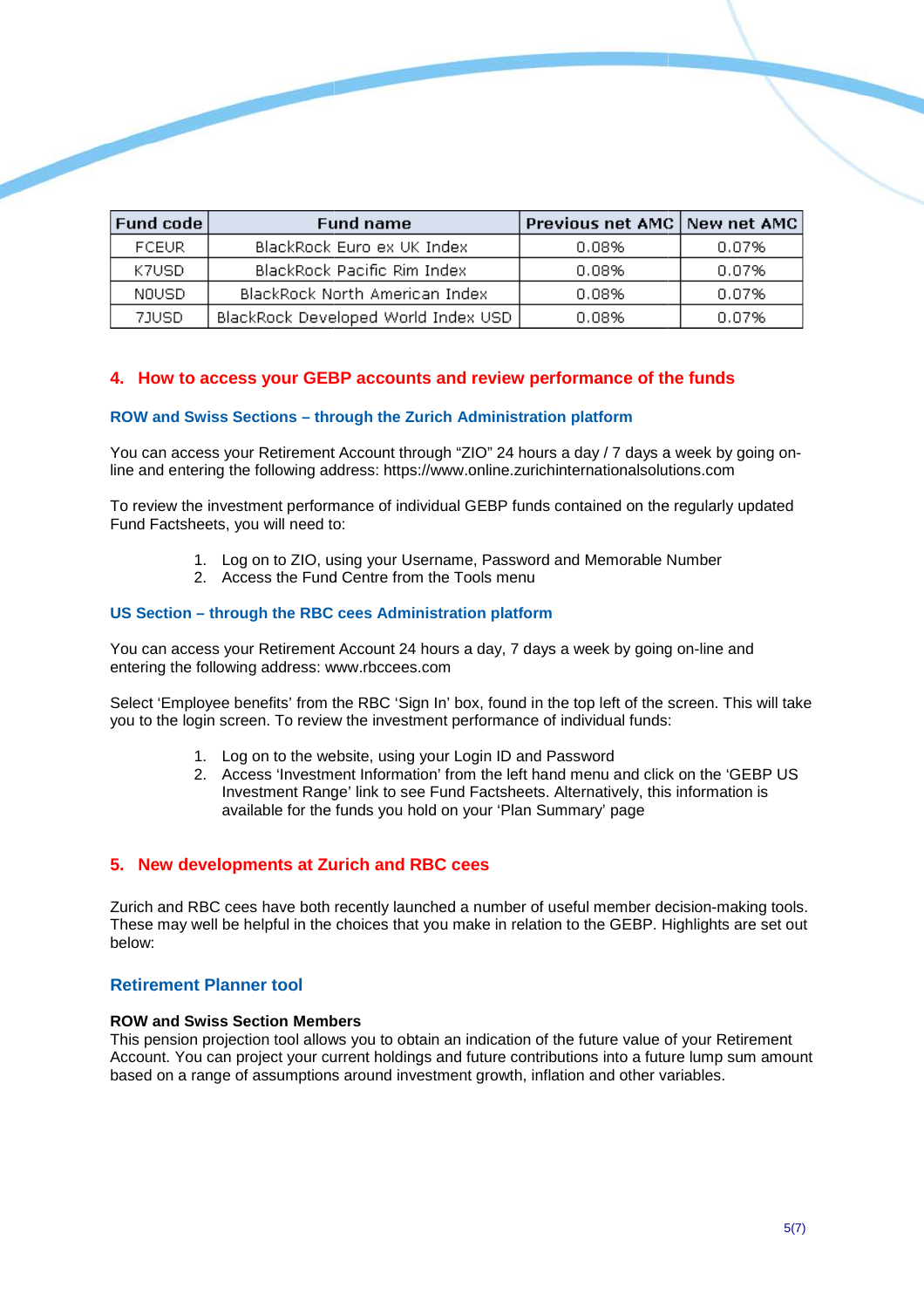| Fund code | Fund name | Previous net AMC | New net AMC |
|---|---|---|---|
| FCEUR | BlackRock Euro ex UK Index | 0.08% | 0.07% |
| K7USD | BlackRock Pacific Rim Index | 0.08% | 0.07% |
| N0USD | BlackRock North American Index | 0.08% | 0.07% |
| 7JUSD | BlackRock Developed World Index USD | 0.08% | 0.07% |

## 4. How to access your GEBP accounts and review performance of the funds

### ROW and Swiss Sections – through the Zurich Administration platform

You can access your Retirement Account through "ZIO" 24 hours a day / 7 days a week by going on-line and entering the following address: https://www.online.zurichinternationalsolutions.com

To review the investment performance of individual GEBP funds contained on the regularly updated Fund Factsheets, you will need to:

1. Log on to ZIO, using your Username, Password and Memorable Number
2. Access the Fund Centre from the Tools menu

### US Section – through the RBC cees Administration platform

You can access your Retirement Account 24 hours a day, 7 days a week by going on-line and entering the following address: www.rbccees.com

Select 'Employee benefits' from the RBC 'Sign In' box, found in the top left of the screen. This will take you to the login screen. To review the investment performance of individual funds:

1. Log on to the website, using your Login ID and Password
2. Access 'Investment Information' from the left hand menu and click on the 'GEBP US Investment Range' link to see Fund Factsheets. Alternatively, this information is available for the funds you hold on your 'Plan Summary' page

## 5. New developments at Zurich and RBC cees

Zurich and RBC cees have both recently launched a number of useful member decision-making tools. These may well be helpful in the choices that you make in relation to the GEBP. Highlights are set out below:

### Retirement Planner tool

**ROW and Swiss Section Members**

This pension projection tool allows you to obtain an indication of the future value of your Retirement Account. You can project your current holdings and future contributions into a future lump sum amount based on a range of assumptions around investment growth, inflation and other variables.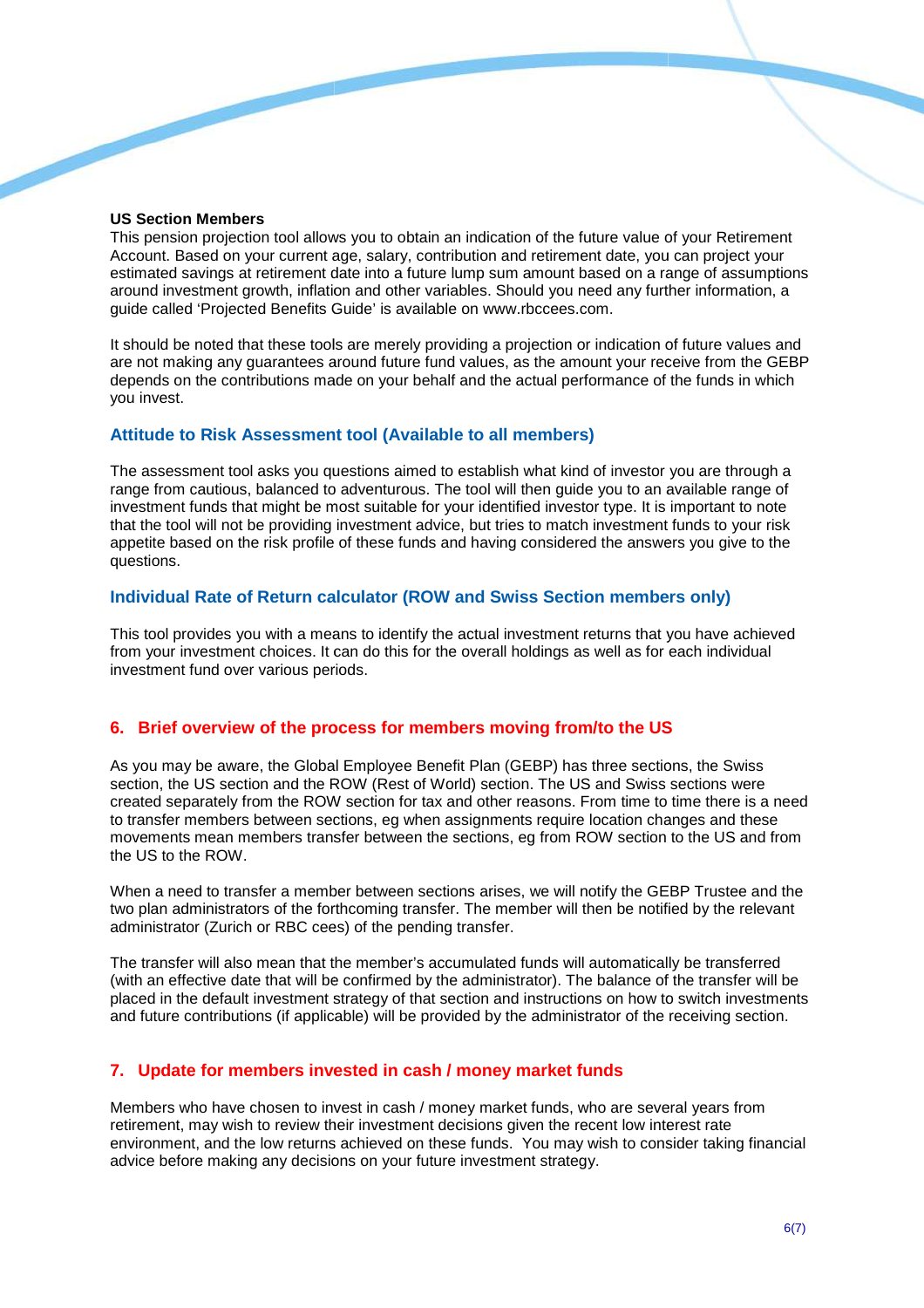**US Section Members**

This pension projection tool allows you to obtain an indication of the future value of your Retirement Account. Based on your current age, salary, contribution and retirement date, you can project your estimated savings at retirement date into a future lump sum amount based on a range of assumptions around investment growth, inflation and other variables. Should you need any further information, a guide called 'Projected Benefits Guide' is available on www.rbccees.com.

It should be noted that these tools are merely providing a projection or indication of future values and are not making any guarantees around future fund values, as the amount your receive from the GEBP depends on the contributions made on your behalf and the actual performance of the funds in which you invest.

### Attitude to Risk Assessment tool (Available to all members)

The assessment tool asks you questions aimed to establish what kind of investor you are through a range from cautious, balanced to adventurous. The tool will then guide you to an available range of investment funds that might be most suitable for your identified investor type. It is important to note that the tool will not be providing investment advice, but tries to match investment funds to your risk appetite based on the risk profile of these funds and having considered the answers you give to the questions.

### Individual Rate of Return calculator (ROW and Swiss Section members only)

This tool provides you with a means to identify the actual investment returns that you have achieved from your investment choices. It can do this for the overall holdings as well as for each individual investment fund over various periods.

## 6. Brief overview of the process for members moving from/to the US

As you may be aware, the Global Employee Benefit Plan (GEBP) has three sections, the Swiss section, the US section and the ROW (Rest of World) section. The US and Swiss sections were created separately from the ROW section for tax and other reasons. From time to time there is a need to transfer members between sections, eg when assignments require location changes and these movements mean members transfer between the sections, eg from ROW section to the US and from the US to the ROW.

When a need to transfer a member between sections arises, we will notify the GEBP Trustee and the two plan administrators of the forthcoming transfer. The member will then be notified by the relevant administrator (Zurich or RBC cees) of the pending transfer.

The transfer will also mean that the member's accumulated funds will automatically be transferred (with an effective date that will be confirmed by the administrator). The balance of the transfer will be placed in the default investment strategy of that section and instructions on how to switch investments and future contributions (if applicable) will be provided by the administrator of the receiving section.

## 7. Update for members invested in cash / money market funds

Members who have chosen to invest in cash / money market funds, who are several years from retirement, may wish to review their investment decisions given the recent low interest rate environment, and the low returns achieved on these funds. You may wish to consider taking financial advice before making any decisions on your future investment strategy.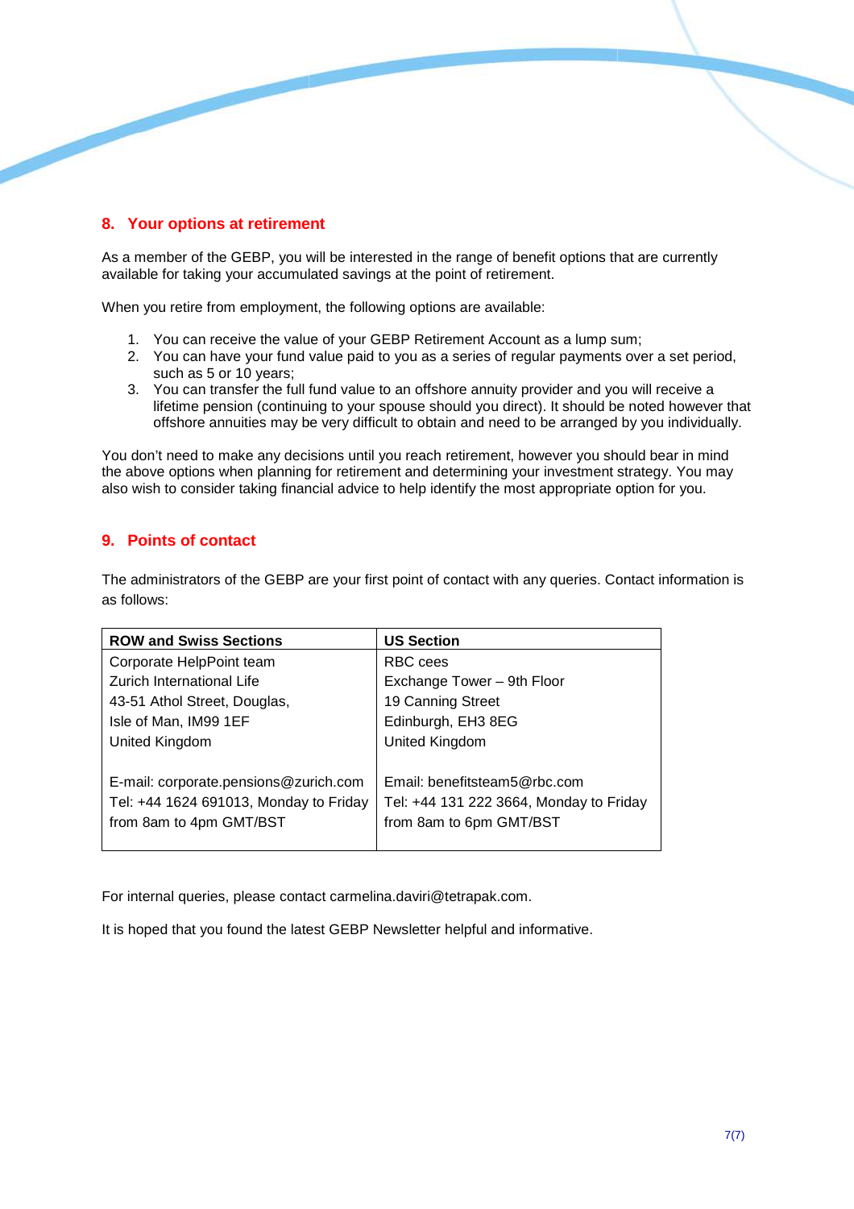## 8. Your options at retirement

As a member of the GEBP, you will be interested in the range of benefit options that are currently available for taking your accumulated savings at the point of retirement.

When you retire from employment, the following options are available:

1. You can receive the value of your GEBP Retirement Account as a lump sum;
2. You can have your fund value paid to you as a series of regular payments over a set period, such as 5 or 10 years;
3. You can transfer the full fund value to an offshore annuity provider and you will receive a lifetime pension (continuing to your spouse should you direct). It should be noted however that offshore annuities may be very difficult to obtain and need to be arranged by you individually.

You don't need to make any decisions until you reach retirement, however you should bear in mind the above options when planning for retirement and determining your investment strategy. You may also wish to consider taking financial advice to help identify the most appropriate option for you.

## 9. Points of contact

The administrators of the GEBP are your first point of contact with any queries. Contact information is as follows:

| ROW and Swiss Sections | US Section |
|---|---|
| Corporate HelpPoint team<br>Zurich International Life<br>43-51 Athol Street, Douglas,<br>Isle of Man, IM99 1EF<br>United Kingdom<br><br>E-mail: corporate.pensions@zurich.com<br>Tel: +44 1624 691013, Monday to Friday from 8am to 4pm GMT/BST | RBC cees<br>Exchange Tower – 9th Floor<br>19 Canning Street<br>Edinburgh, EH3 8EG<br>United Kingdom<br><br>Email: benefitsteam5@rbc.com<br>Tel: +44 131 222 3664, Monday to Friday from 8am to 6pm GMT/BST |

For internal queries, please contact carmelina.daviri@tetrapak.com.

It is hoped that you found the latest GEBP Newsletter helpful and informative.